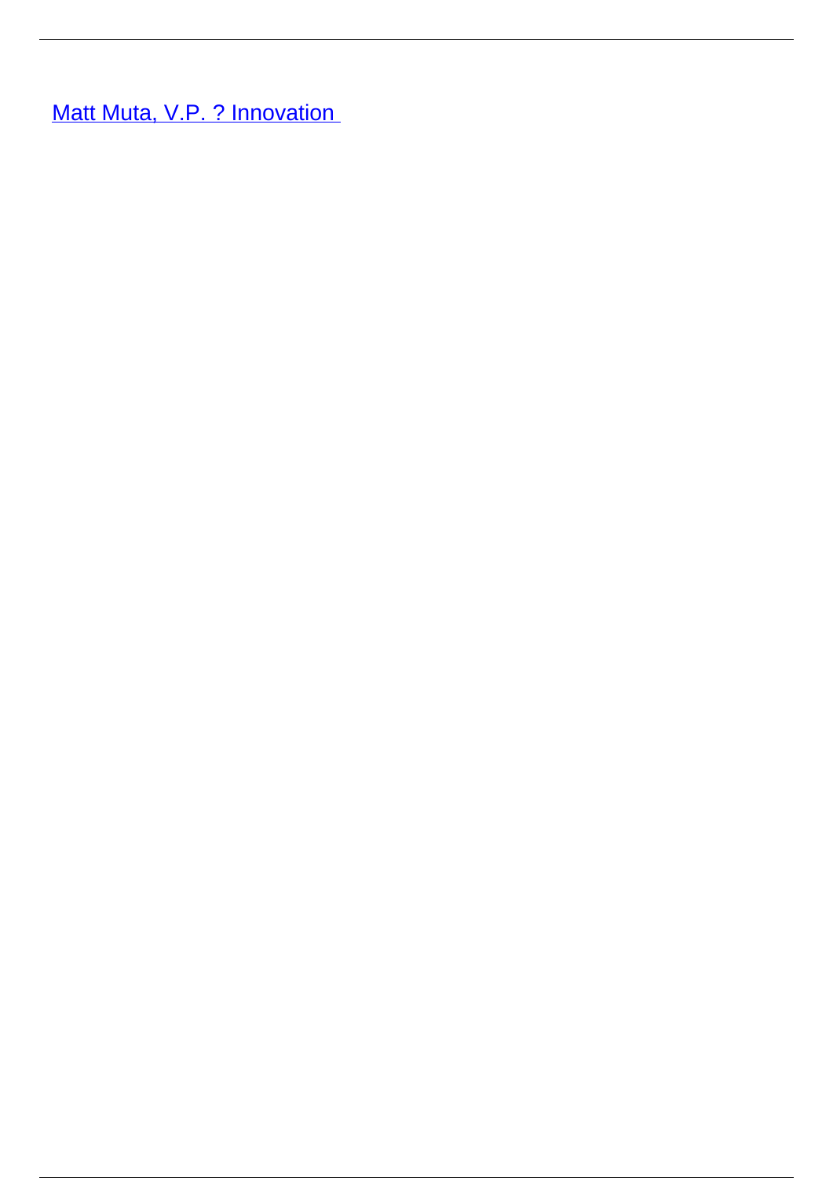[Matt Muta, V.P. ? Innovation](#)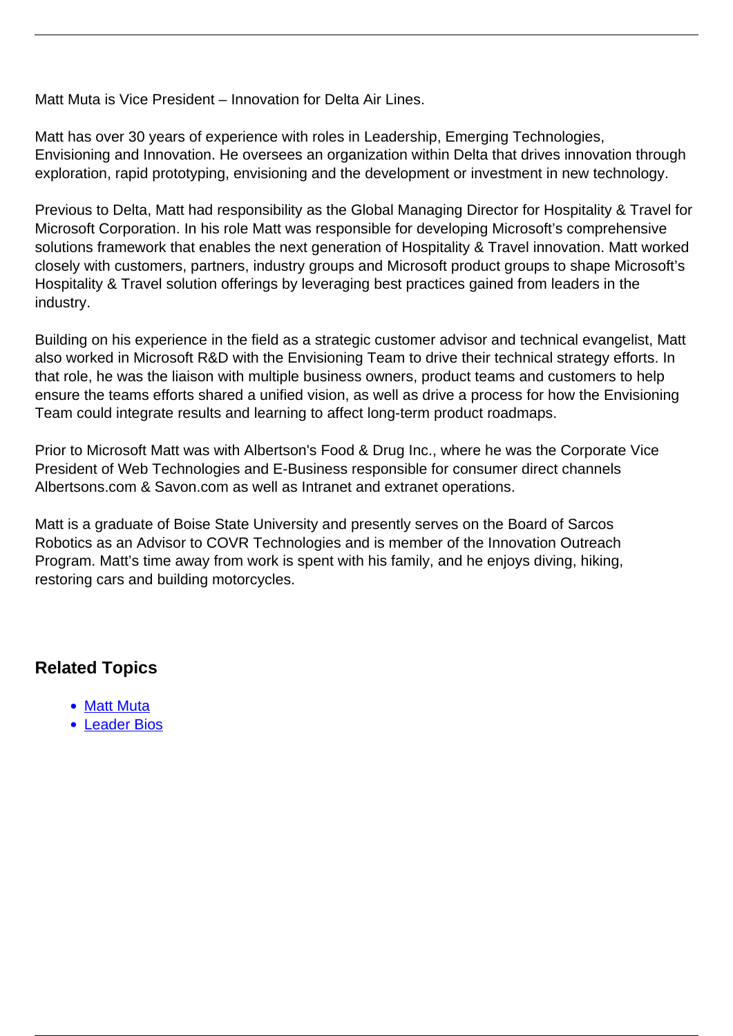Matt Muta is Vice President – Innovation for Delta Air Lines.

Matt has over 30 years of experience with roles in Leadership, Emerging Technologies, Envisioning and Innovation. He oversees an organization within Delta that drives innovation through exploration, rapid prototyping, envisioning and the development or investment in new technology.

Previous to Delta, Matt had responsibility as the Global Managing Director for Hospitality & Travel for Microsoft Corporation. In his role Matt was responsible for developing Microsoft's comprehensive solutions framework that enables the next generation of Hospitality & Travel innovation. Matt worked closely with customers, partners, industry groups and Microsoft product groups to shape Microsoft's Hospitality & Travel solution offerings by leveraging best practices gained from leaders in the industry.

Building on his experience in the field as a strategic customer advisor and technical evangelist, Matt also worked in Microsoft R&D with the Envisioning Team to drive their technical strategy efforts. In that role, he was the liaison with multiple business owners, product teams and customers to help ensure the teams efforts shared a unified vision, as well as drive a process for how the Envisioning Team could integrate results and learning to affect long-term product roadmaps.

Prior to Microsoft Matt was with Albertson's Food & Drug Inc., where he was the Corporate Vice President of Web Technologies and E-Business responsible for consumer direct channels Albertsons.com & Savon.com as well as Intranet and extranet operations.

Matt is a graduate of Boise State University and presently serves on the Board of Sarcos Robotics as an Advisor to COVR Technologies and is member of the Innovation Outreach Program. Matt's time away from work is spent with his family, and he enjoys diving, hiking, restoring cars and building motorcycles.

## Related Topics

- Matt Muta
- Leader Bios